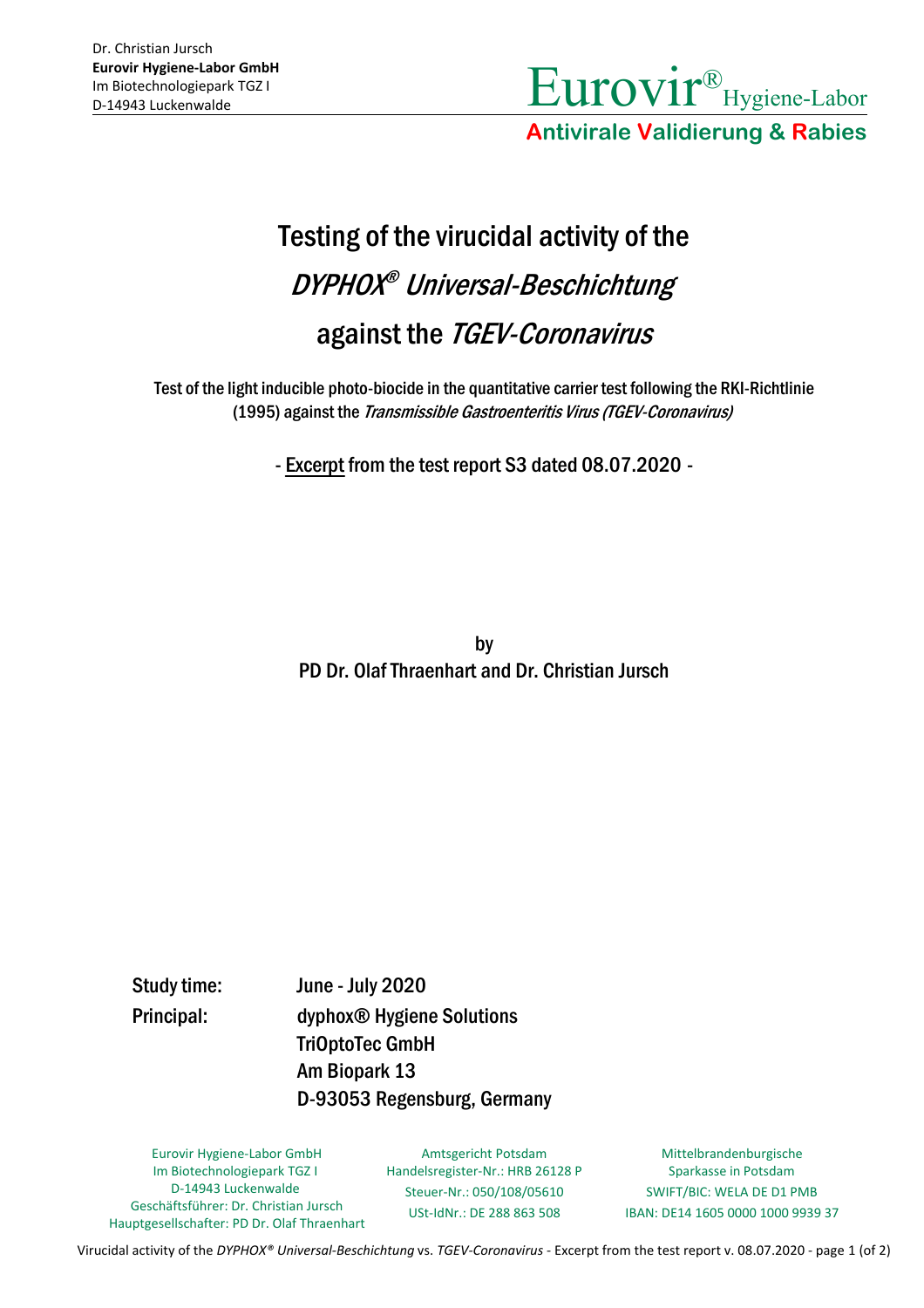Dr. Christian Jursch
**Eurovir Hygiene-Labor GmbH**
Im Biotechnologiepark TGZ I
D-14943 Luckenwalde

Eurovir® Hygiene-Labor
**Antivirale Validierung & Rabies**

# Testing of the virucidal activity of the *DYPHOX® Universal-Beschichtung* against the *TGEV-Coronavirus*

Test of the light inducible photo-biocide in the quantitative carrier test following the RKI-Richtlinie (1995) against the *Transmissible Gastroenteritis Virus (TGEV-Coronavirus)*

- Excerpt from the test report S3 dated 08.07.2020 -

by
PD Dr. Olaf Thraenhart and Dr. Christian Jursch

**Study time:** June - July 2020

**Principal:** dyphox® Hygiene Solutions
TriOptoTec GmbH
Am Biopark 13
D-93053 Regensburg, Germany

Eurovir Hygiene-Labor GmbH
Im Biotechnologiepark TGZ I
D-14943 Luckenwalde
Geschäftsführer: Dr. Christian Jursch
Hauptgesellschafter: PD Dr. Olaf Thraenhart

Amtsgericht Potsdam
Handelsregister-Nr.: HRB 26128 P
Steuer-Nr.: 050/108/05610
USt-IdNr.: DE 288 863 508

Mittelbrandenburgische
Sparkasse in Potsdam
SWIFT/BIC: WELA DE D1 PMB
IBAN: DE14 1605 0000 1000 9939 37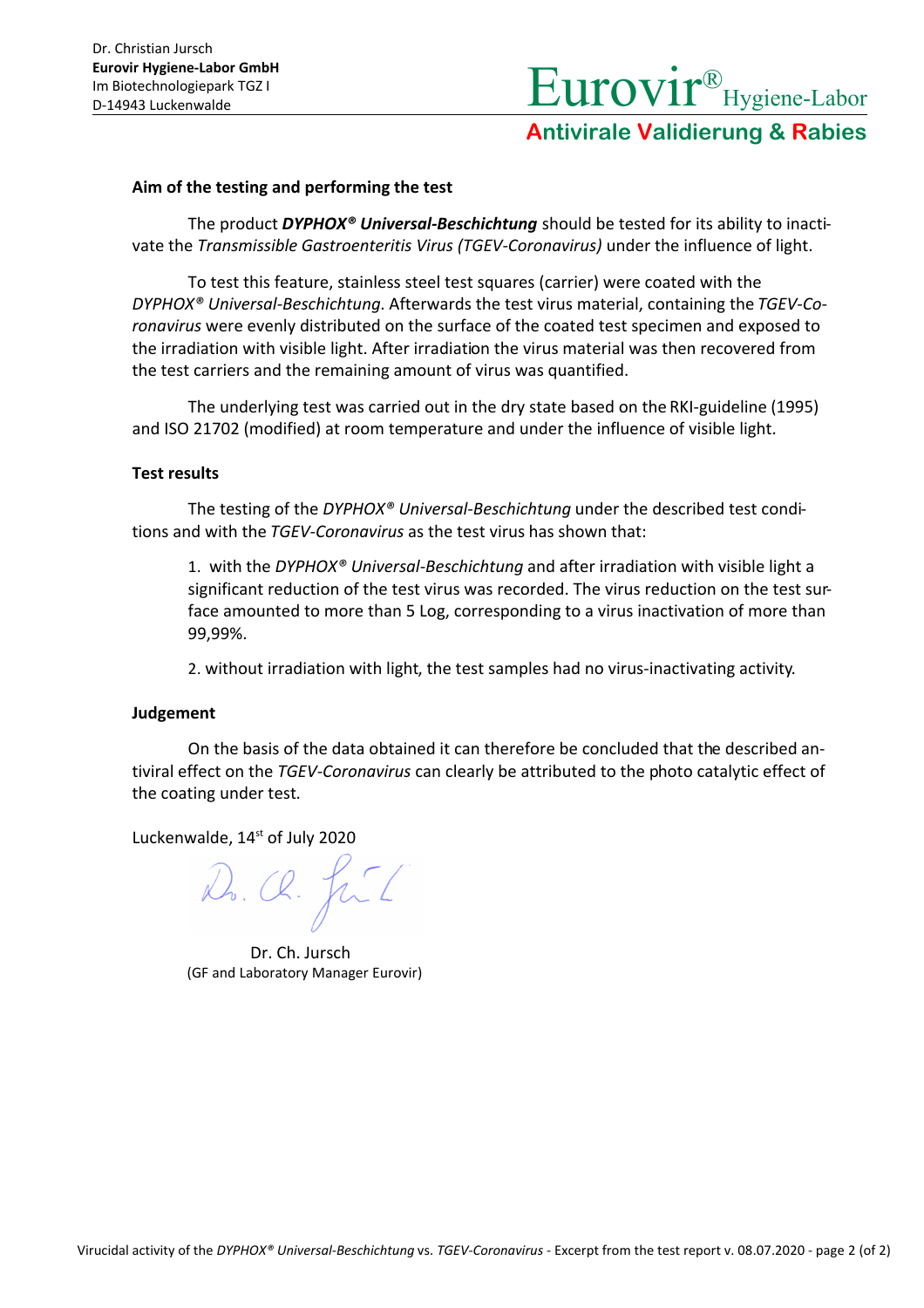Dr. Christian Jursch
**Eurovir Hygiene-Labor GmbH**
Im Biotechnologiepark TGZ I
D-14943 Luckenwalde

Eurovir® Hygiene-Labor
**Antivirale Validierung & Rabies**

**Aim of the testing and performing the test**

The product ***DYPHOX® Universal-Beschichtung*** should be tested for its ability to inactivate the *Transmissible Gastroenteritis Virus (TGEV-Coronavirus)* under the influence of light.

To test this feature, stainless steel test squares (carrier) were coated with the *DYPHOX® Universal-Beschichtung*. Afterwards the test virus material, containing the *TGEV-Coronavirus* were evenly distributed on the surface of the coated test specimen and exposed to the irradiation with visible light. After irradiation the virus material was then recovered from the test carriers and the remaining amount of virus was quantified.

The underlying test was carried out in the dry state based on the RKI-guideline (1995) and ISO 21702 (modified) at room temperature and under the influence of visible light.

**Test results**

The testing of the *DYPHOX® Universal-Beschichtung* under the described test conditions and with the *TGEV-Coronavirus* as the test virus has shown that:

1. with the *DYPHOX® Universal-Beschichtung* and after irradiation with visible light a significant reduction of the test virus was recorded. The virus reduction on the test surface amounted to more than 5 Log, corresponding to a virus inactivation of more than 99,99%.

2. without irradiation with light, the test samples had no virus-inactivating activity.

**Judgement**

On the basis of the data obtained it can therefore be concluded that the described antiviral effect on the *TGEV-Coronavirus* can clearly be attributed to the photo catalytic effect of the coating under test.

Luckenwalde, 14st of July 2020

Dr. Ch. Jursch
(GF and Laboratory Manager Eurovir)

Virucidal activity of the *DYPHOX® Universal-Beschichtung* vs. *TGEV-Coronavirus* - Excerpt from the test report v. 08.07.2020